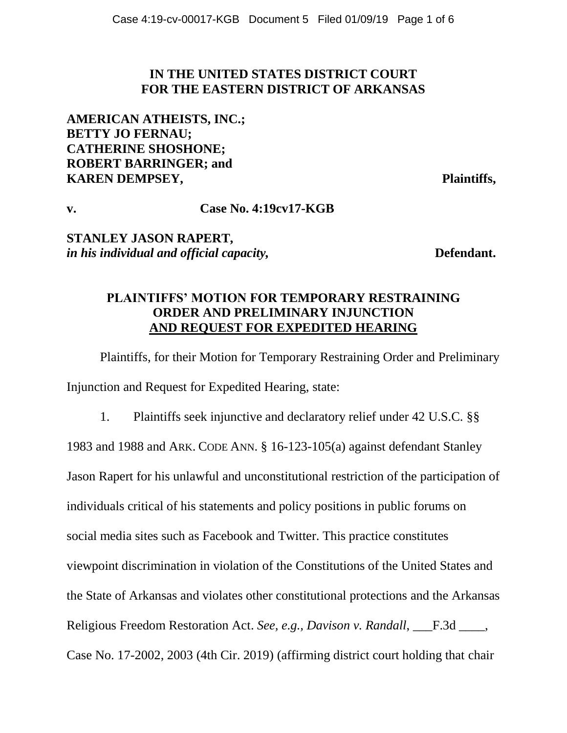**IN THE UNITED STATES DISTRICT COURT**
**FOR THE EASTERN DISTRICT OF ARKANSAS**

**AMERICAN ATHEISTS, INC.;**
**BETTY JO FERNAU;**
**CATHERINE SHOSHONE;**
**ROBERT BARRINGER; and**
**KAREN DEMPSEY,** **Plaintiffs,**

**v.** **Case No. 4:19cv17-KGB**

**STANLEY JASON RAPERT,**
***in his individual and official capacity,*** **Defendant.**

**PLAINTIFFS' MOTION FOR TEMPORARY RESTRAINING ORDER AND PRELIMINARY INJUNCTION**
**AND REQUEST FOR EXPEDITED HEARING**

Plaintiffs, for their Motion for Temporary Restraining Order and Preliminary Injunction and Request for Expedited Hearing, state:

1. Plaintiffs seek injunctive and declaratory relief under 42 U.S.C. §§ 1983 and 1988 and ARK. CODE ANN. § 16-123-105(a) against defendant Stanley Jason Rapert for his unlawful and unconstitutional restriction of the participation of individuals critical of his statements and policy positions in public forums on social media sites such as Facebook and Twitter. This practice constitutes viewpoint discrimination in violation of the Constitutions of the United States and the State of Arkansas and violates other constitutional protections and the Arkansas Religious Freedom Restoration Act. *See, e.g., Davison v. Randall,* ___F.3d ____, Case No. 17-2002, 2003 (4th Cir. 2019) (affirming district court holding that chair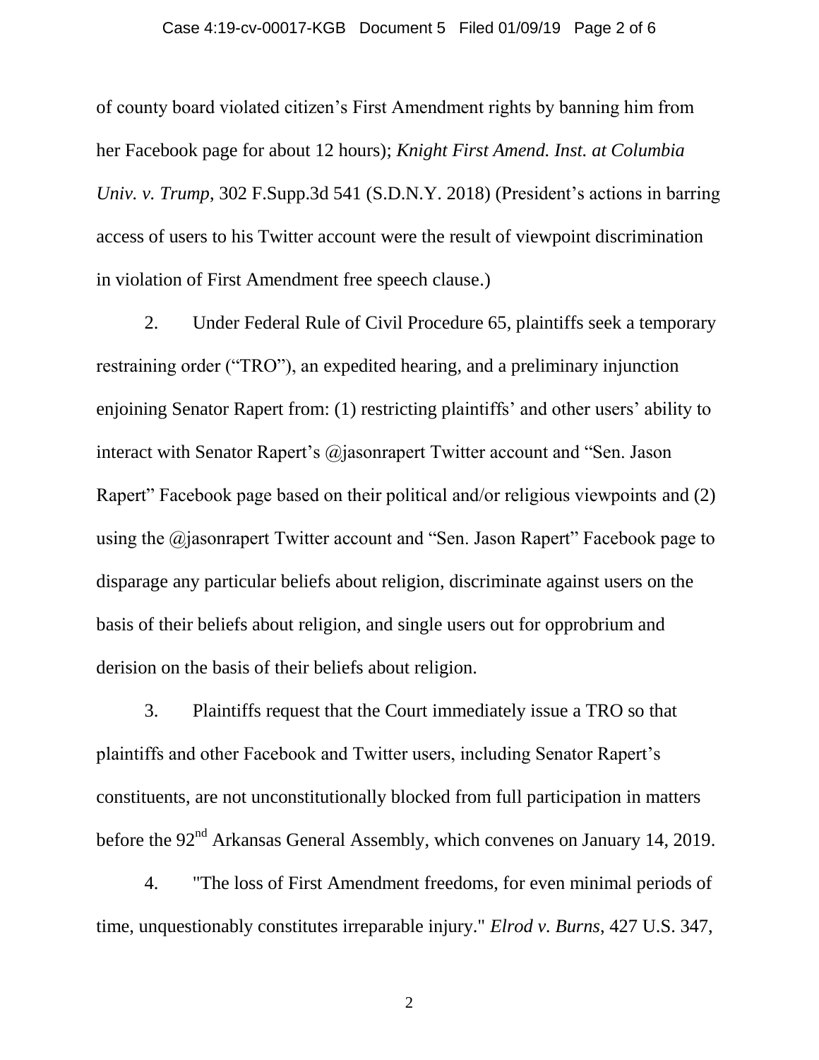of county board violated citizen's First Amendment rights by banning him from her Facebook page for about 12 hours); *Knight First Amend. Inst. at Columbia Univ. v. Trump*, 302 F.Supp.3d 541 (S.D.N.Y. 2018) (President's actions in barring access of users to his Twitter account were the result of viewpoint discrimination in violation of First Amendment free speech clause.)

2. Under Federal Rule of Civil Procedure 65, plaintiffs seek a temporary restraining order ("TRO"), an expedited hearing, and a preliminary injunction enjoining Senator Rapert from: (1) restricting plaintiffs' and other users' ability to interact with Senator Rapert's @jasonrapert Twitter account and "Sen. Jason Rapert" Facebook page based on their political and/or religious viewpoints and (2) using the @jasonrapert Twitter account and "Sen. Jason Rapert" Facebook page to disparage any particular beliefs about religion, discriminate against users on the basis of their beliefs about religion, and single users out for opprobrium and derision on the basis of their beliefs about religion.

3. Plaintiffs request that the Court immediately issue a TRO so that plaintiffs and other Facebook and Twitter users, including Senator Rapert's constituents, are not unconstitutionally blocked from full participation in matters before the 92nd Arkansas General Assembly, which convenes on January 14, 2019.

4. "The loss of First Amendment freedoms, for even minimal periods of time, unquestionably constitutes irreparable injury." *Elrod v. Burns*, 427 U.S. 347,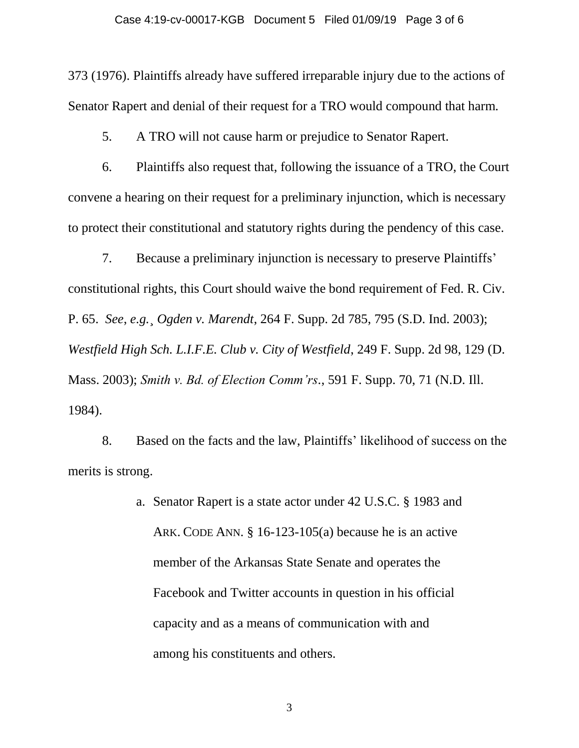373 (1976). Plaintiffs already have suffered irreparable injury due to the actions of Senator Rapert and denial of their request for a TRO would compound that harm.

5. A TRO will not cause harm or prejudice to Senator Rapert.

6. Plaintiffs also request that, following the issuance of a TRO, the Court convene a hearing on their request for a preliminary injunction, which is necessary to protect their constitutional and statutory rights during the pendency of this case.

7. Because a preliminary injunction is necessary to preserve Plaintiffs' constitutional rights, this Court should waive the bond requirement of Fed. R. Civ. P. 65. *See, e.g.*¸ *Ogden v. Marendt*, 264 F. Supp. 2d 785, 795 (S.D. Ind. 2003); *Westfield High Sch. L.I.F.E. Club v. City of Westfield*, 249 F. Supp. 2d 98, 129 (D. Mass. 2003); *Smith v. Bd. of Election Comm'rs*., 591 F. Supp. 70, 71 (N.D. Ill. 1984).

8. Based on the facts and the law, Plaintiffs' likelihood of success on the merits is strong.

   a. Senator Rapert is a state actor under 42 U.S.C. § 1983 and ARK. CODE ANN. § 16-123-105(a) because he is an active member of the Arkansas State Senate and operates the Facebook and Twitter accounts in question in his official capacity and as a means of communication with and among his constituents and others.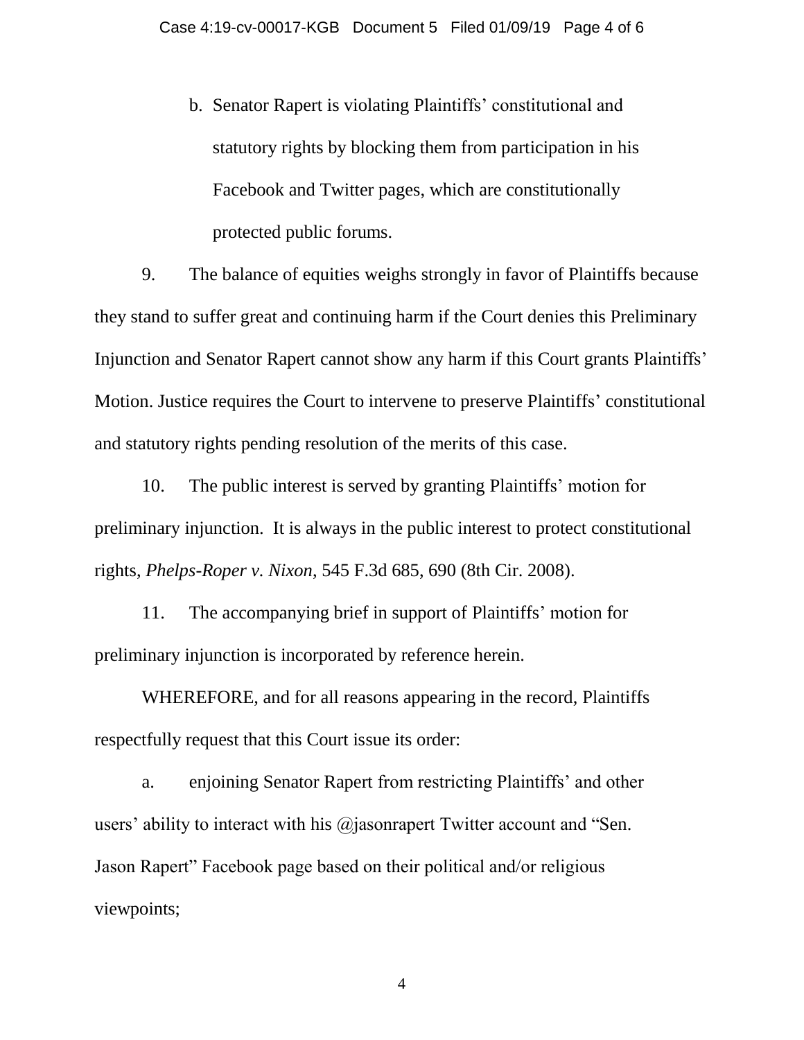b. Senator Rapert is violating Plaintiffs' constitutional and statutory rights by blocking them from participation in his Facebook and Twitter pages, which are constitutionally protected public forums.

9. The balance of equities weighs strongly in favor of Plaintiffs because they stand to suffer great and continuing harm if the Court denies this Preliminary Injunction and Senator Rapert cannot show any harm if this Court grants Plaintiffs' Motion. Justice requires the Court to intervene to preserve Plaintiffs' constitutional and statutory rights pending resolution of the merits of this case.

10. The public interest is served by granting Plaintiffs' motion for preliminary injunction. It is always in the public interest to protect constitutional rights, *Phelps-Roper v. Nixon*, 545 F.3d 685, 690 (8th Cir. 2008).

11. The accompanying brief in support of Plaintiffs' motion for preliminary injunction is incorporated by reference herein.

WHEREFORE, and for all reasons appearing in the record, Plaintiffs respectfully request that this Court issue its order:

a. enjoining Senator Rapert from restricting Plaintiffs' and other users' ability to interact with his @jasonrapert Twitter account and "Sen. Jason Rapert" Facebook page based on their political and/or religious viewpoints;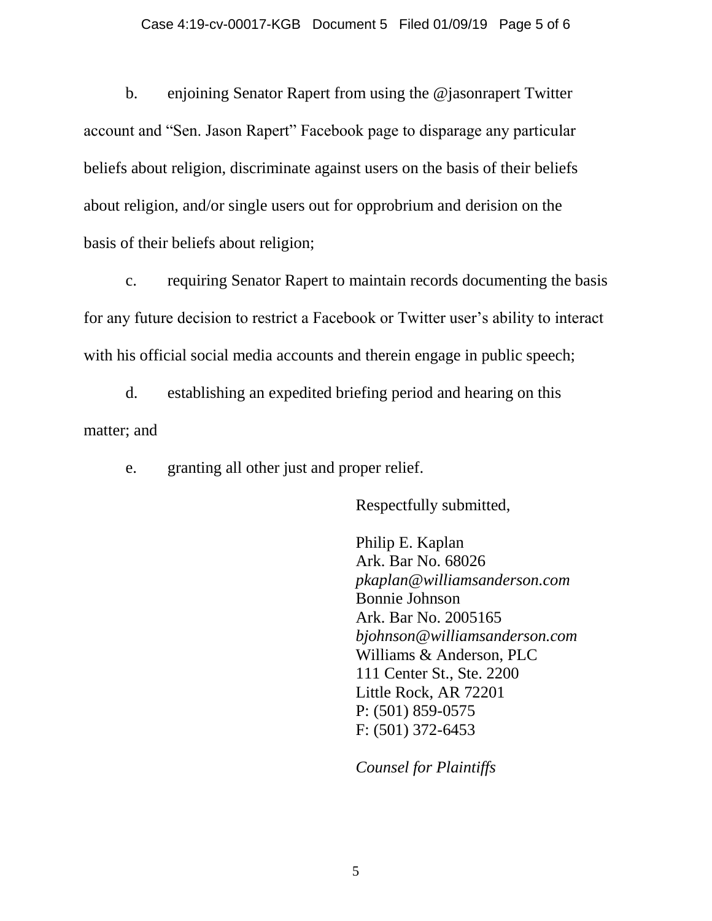b. enjoining Senator Rapert from using the @jasonrapert Twitter account and "Sen. Jason Rapert" Facebook page to disparage any particular beliefs about religion, discriminate against users on the basis of their beliefs about religion, and/or single users out for opprobrium and derision on the basis of their beliefs about religion;

c. requiring Senator Rapert to maintain records documenting the basis for any future decision to restrict a Facebook or Twitter user's ability to interact with his official social media accounts and therein engage in public speech;

d. establishing an expedited briefing period and hearing on this matter; and

e. granting all other just and proper relief.

Respectfully submitted,

Philip E. Kaplan  
Ark. Bar No. 68026  
*pkaplan@williamsanderson.com*  
Bonnie Johnson  
Ark. Bar No. 2005165  
*bjohnson@williamsanderson.com*  
Williams & Anderson, PLC  
111 Center St., Ste. 2200  
Little Rock, AR 72201  
P: (501) 859-0575  
F: (501) 372-6453

*Counsel for Plaintiffs*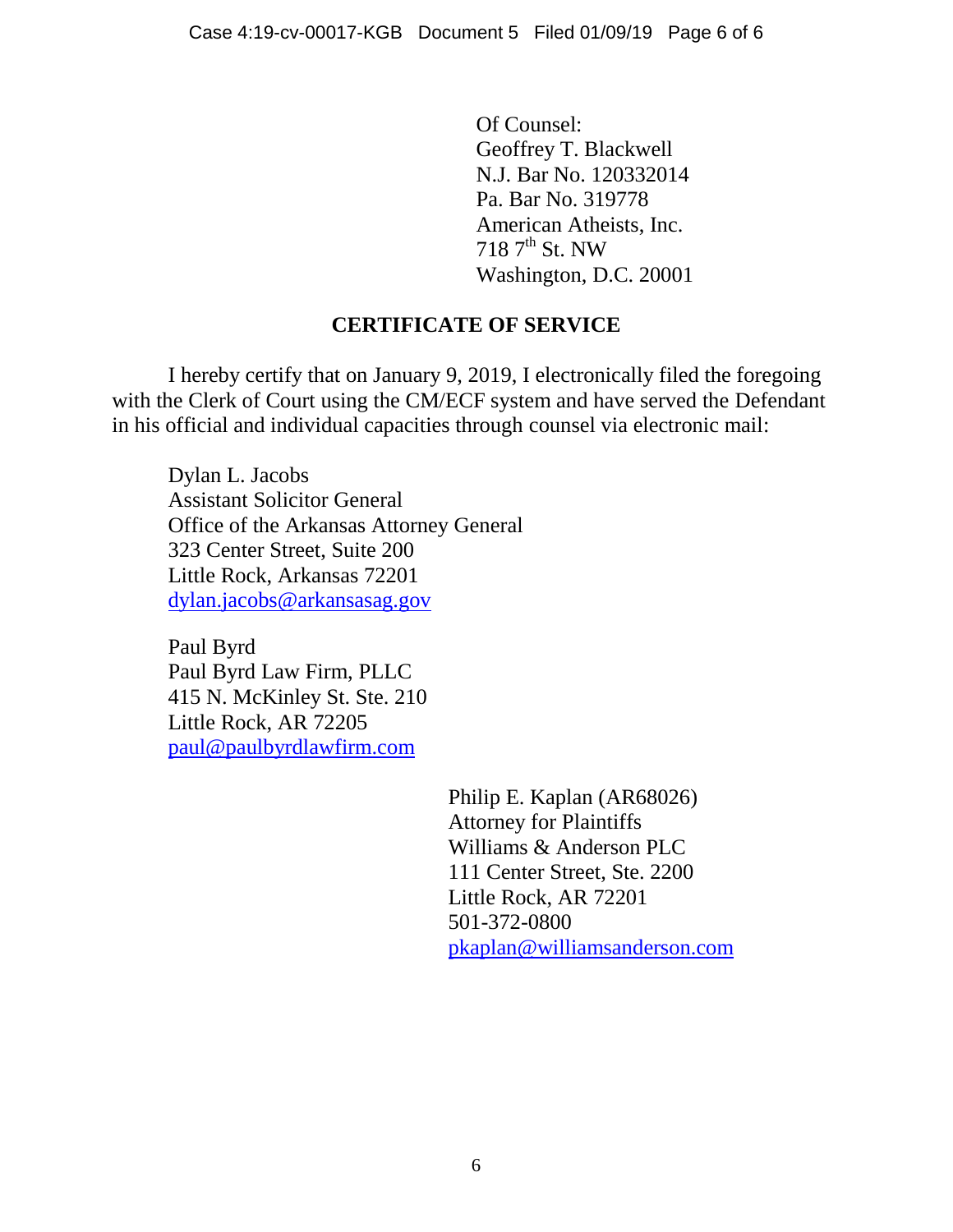Of Counsel:
Geoffrey T. Blackwell
N.J. Bar No. 120332014
Pa. Bar No. 319778
American Atheists, Inc.
718 7th St. NW
Washington, D.C. 20001

## CERTIFICATE OF SERVICE

I hereby certify that on January 9, 2019, I electronically filed the foregoing with the Clerk of Court using the CM/ECF system and have served the Defendant in his official and individual capacities through counsel via electronic mail:

Dylan L. Jacobs
Assistant Solicitor General
Office of the Arkansas Attorney General
323 Center Street, Suite 200
Little Rock, Arkansas 72201
dylan.jacobs@arkansasag.gov

Paul Byrd
Paul Byrd Law Firm, PLLC
415 N. McKinley St. Ste. 210
Little Rock, AR 72205
paul@paulbyrdlawfirm.com

Philip E. Kaplan (AR68026)
Attorney for Plaintiffs
Williams & Anderson PLC
111 Center Street, Ste. 2200
Little Rock, AR 72201
501-372-0800
pkaplan@williamsanderson.com